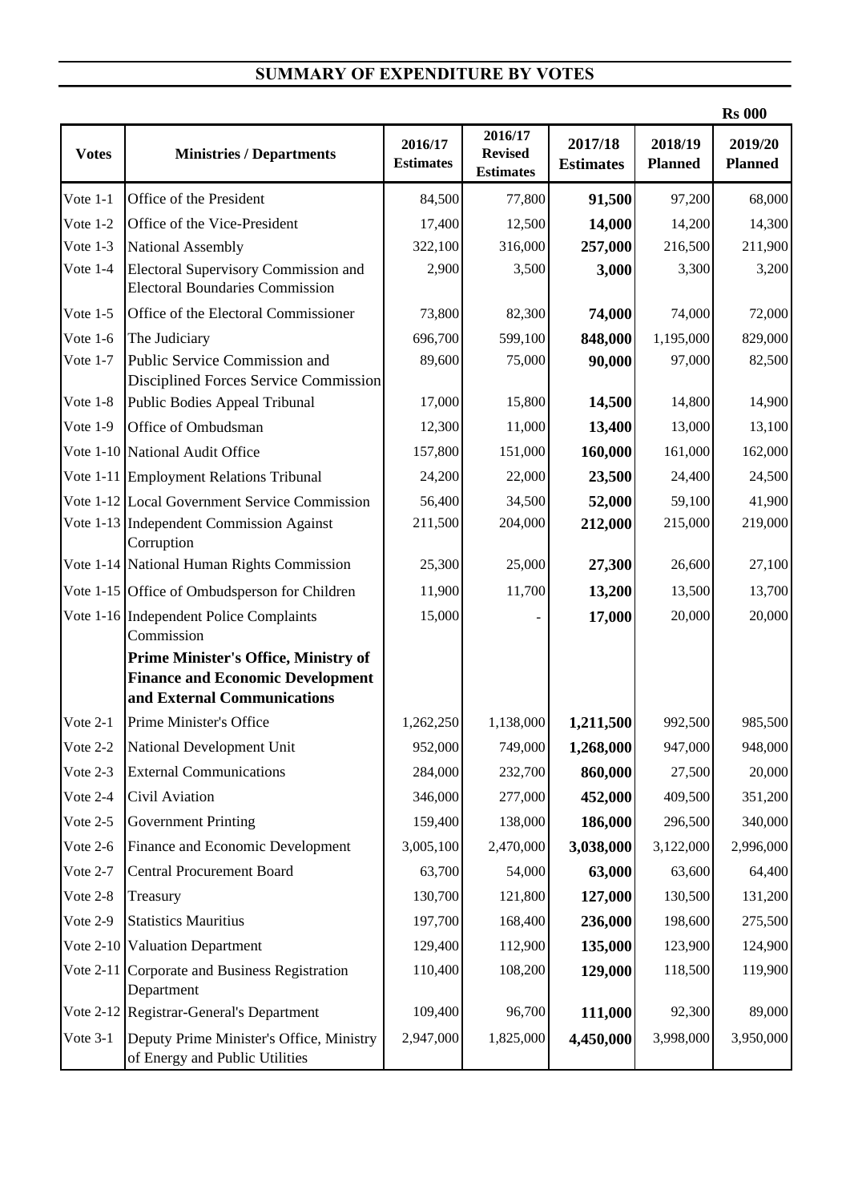## SUMMARY OF EXPENDITURE BY VOTES

Rs 000

| Votes | Ministries / Departments | 2016/17 Estimates | 2016/17 Revised Estimates | 2017/18 Estimates | 2018/19 Planned | 2019/20 Planned |
|---|---|---|---|---|---|---|
| Vote 1-1 | Office of the President | 84,500 | 77,800 | **91,500** | 97,200 | 68,000 |
| Vote 1-2 | Office of the Vice-President | 17,400 | 12,500 | **14,000** | 14,200 | 14,300 |
| Vote 1-3 | National Assembly | 322,100 | 316,000 | **257,000** | 216,500 | 211,900 |
| Vote 1-4 | Electoral Supervisory Commission and Electoral Boundaries Commission | 2,900 | 3,500 | **3,000** | 3,300 | 3,200 |
| Vote 1-5 | Office of the Electoral Commissioner | 73,800 | 82,300 | **74,000** | 74,000 | 72,000 |
| Vote 1-6 | The Judiciary | 696,700 | 599,100 | **848,000** | 1,195,000 | 829,000 |
| Vote 1-7 | Public Service Commission and Disciplined Forces Service Commission | 89,600 | 75,000 | **90,000** | 97,000 | 82,500 |
| Vote 1-8 | Public Bodies Appeal Tribunal | 17,000 | 15,800 | **14,500** | 14,800 | 14,900 |
| Vote 1-9 | Office of Ombudsman | 12,300 | 11,000 | **13,400** | 13,000 | 13,100 |
| Vote 1-10 | National Audit Office | 157,800 | 151,000 | **160,000** | 161,000 | 162,000 |
| Vote 1-11 | Employment Relations Tribunal | 24,200 | 22,000 | **23,500** | 24,400 | 24,500 |
| Vote 1-12 | Local Government Service Commission | 56,400 | 34,500 | **52,000** | 59,100 | 41,900 |
| Vote 1-13 | Independent Commission Against Corruption | 211,500 | 204,000 | **212,000** | 215,000 | 219,000 |
| Vote 1-14 | National Human Rights Commission | 25,300 | 25,000 | **27,300** | 26,600 | 27,100 |
| Vote 1-15 | Office of Ombudsperson for Children | 11,900 | 11,700 | **13,200** | 13,500 | 13,700 |
| Vote 1-16 | Independent Police Complaints Commission | 15,000 | - | **17,000** | 20,000 | 20,000 |
| | **Prime Minister's Office, Ministry of Finance and Economic Development and External Communications** | | | | | |
| Vote 2-1 | Prime Minister's Office | 1,262,250 | 1,138,000 | **1,211,500** | 992,500 | 985,500 |
| Vote 2-2 | National Development Unit | 952,000 | 749,000 | **1,268,000** | 947,000 | 948,000 |
| Vote 2-3 | External Communications | 284,000 | 232,700 | **860,000** | 27,500 | 20,000 |
| Vote 2-4 | Civil Aviation | 346,000 | 277,000 | **452,000** | 409,500 | 351,200 |
| Vote 2-5 | Government Printing | 159,400 | 138,000 | **186,000** | 296,500 | 340,000 |
| Vote 2-6 | Finance and Economic Development | 3,005,100 | 2,470,000 | **3,038,000** | 3,122,000 | 2,996,000 |
| Vote 2-7 | Central Procurement Board | 63,700 | 54,000 | **63,000** | 63,600 | 64,400 |
| Vote 2-8 | Treasury | 130,700 | 121,800 | **127,000** | 130,500 | 131,200 |
| Vote 2-9 | Statistics Mauritius | 197,700 | 168,400 | **236,000** | 198,600 | 275,500 |
| Vote 2-10 | Valuation Department | 129,400 | 112,900 | **135,000** | 123,900 | 124,900 |
| Vote 2-11 | Corporate and Business Registration Department | 110,400 | 108,200 | **129,000** | 118,500 | 119,900 |
| Vote 2-12 | Registrar-General's Department | 109,400 | 96,700 | **111,000** | 92,300 | 89,000 |
| Vote 3-1 | Deputy Prime Minister's Office, Ministry of Energy and Public Utilities | 2,947,000 | 1,825,000 | **4,450,000** | 3,998,000 | 3,950,000 |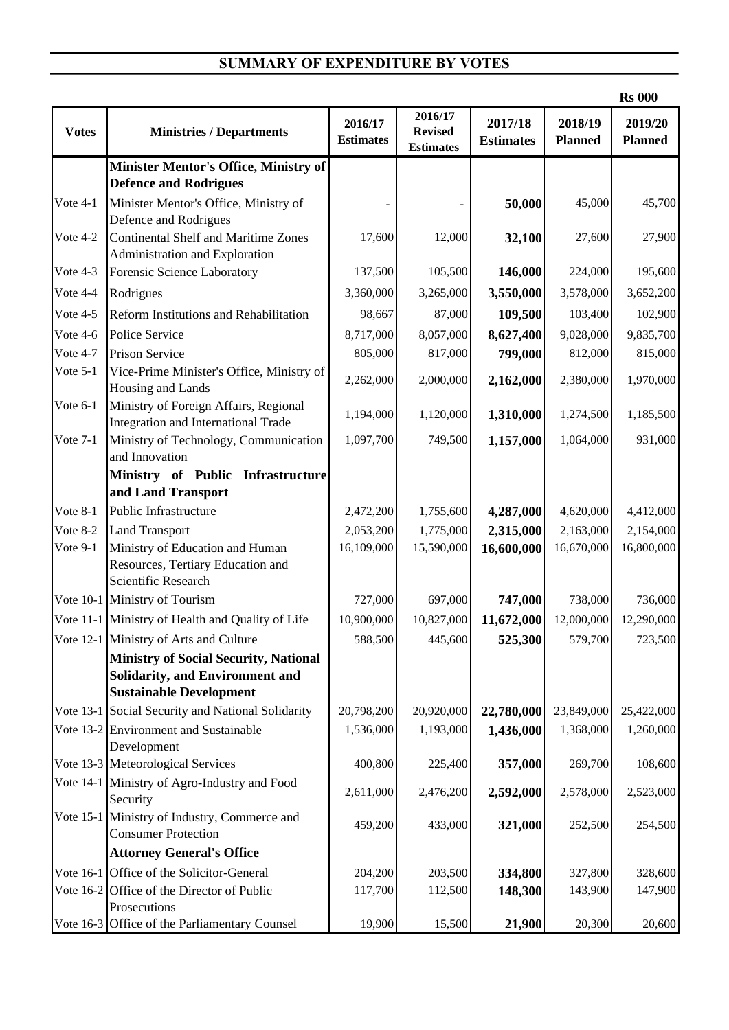## SUMMARY OF EXPENDITURE BY VOTES

**Rs 000**

| Votes | Ministries / Departments | 2016/17 Estimates | 2016/17 Revised Estimates | 2017/18 Estimates | 2018/19 Planned | 2019/20 Planned |
|---|---|---|---|---|---|---|
| | **Minister Mentor's Office, Ministry of Defence and Rodrigues** | | | | | |
| Vote 4-1 | Minister Mentor's Office, Ministry of Defence and Rodrigues | - | - | **50,000** | 45,000 | 45,700 |
| Vote 4-2 | Continental Shelf and Maritime Zones Administration and Exploration | 17,600 | 12,000 | **32,100** | 27,600 | 27,900 |
| Vote 4-3 | Forensic Science Laboratory | 137,500 | 105,500 | **146,000** | 224,000 | 195,600 |
| Vote 4-4 | Rodrigues | 3,360,000 | 3,265,000 | **3,550,000** | 3,578,000 | 3,652,200 |
| Vote 4-5 | Reform Institutions and Rehabilitation | 98,667 | 87,000 | **109,500** | 103,400 | 102,900 |
| Vote 4-6 | Police Service | 8,717,000 | 8,057,000 | **8,627,400** | 9,028,000 | 9,835,700 |
| Vote 4-7 | Prison Service | 805,000 | 817,000 | **799,000** | 812,000 | 815,000 |
| Vote 5-1 | Vice-Prime Minister's Office, Ministry of Housing and Lands | 2,262,000 | 2,000,000 | **2,162,000** | 2,380,000 | 1,970,000 |
| Vote 6-1 | Ministry of Foreign Affairs, Regional Integration and International Trade | 1,194,000 | 1,120,000 | **1,310,000** | 1,274,500 | 1,185,500 |
| Vote 7-1 | Ministry of Technology, Communication and Innovation | 1,097,700 | 749,500 | **1,157,000** | 1,064,000 | 931,000 |
| | **Ministry of Public Infrastructure and Land Transport** | | | | | |
| Vote 8-1 | Public Infrastructure | 2,472,200 | 1,755,600 | **4,287,000** | 4,620,000 | 4,412,000 |
| Vote 8-2 | Land Transport | 2,053,200 | 1,775,000 | **2,315,000** | 2,163,000 | 2,154,000 |
| Vote 9-1 | Ministry of Education and Human Resources, Tertiary Education and Scientific Research | 16,109,000 | 15,590,000 | **16,600,000** | 16,670,000 | 16,800,000 |
| Vote 10-1 | Ministry of Tourism | 727,000 | 697,000 | **747,000** | 738,000 | 736,000 |
| Vote 11-1 | Ministry of Health and Quality of Life | 10,900,000 | 10,827,000 | **11,672,000** | 12,000,000 | 12,290,000 |
| Vote 12-1 | Ministry of Arts and Culture | 588,500 | 445,600 | **525,300** | 579,700 | 723,500 |
| | **Ministry of Social Security, National Solidarity, and Environment and Sustainable Development** | | | | | |
| Vote 13-1 | Social Security and National Solidarity | 20,798,200 | 20,920,000 | **22,780,000** | 23,849,000 | 25,422,000 |
| Vote 13-2 | Environment and Sustainable Development | 1,536,000 | 1,193,000 | **1,436,000** | 1,368,000 | 1,260,000 |
| Vote 13-3 | Meteorological Services | 400,800 | 225,400 | **357,000** | 269,700 | 108,600 |
| Vote 14-1 | Ministry of Agro-Industry and Food Security | 2,611,000 | 2,476,200 | **2,592,000** | 2,578,000 | 2,523,000 |
| Vote 15-1 | Ministry of Industry, Commerce and Consumer Protection | 459,200 | 433,000 | **321,000** | 252,500 | 254,500 |
| | **Attorney General's Office** | | | | | |
| Vote 16-1 | Office of the Solicitor-General | 204,200 | 203,500 | **334,800** | 327,800 | 328,600 |
| Vote 16-2 | Office of the Director of Public Prosecutions | 117,700 | 112,500 | **148,300** | 143,900 | 147,900 |
| Vote 16-3 | Office of the Parliamentary Counsel | 19,900 | 15,500 | **21,900** | 20,300 | 20,600 |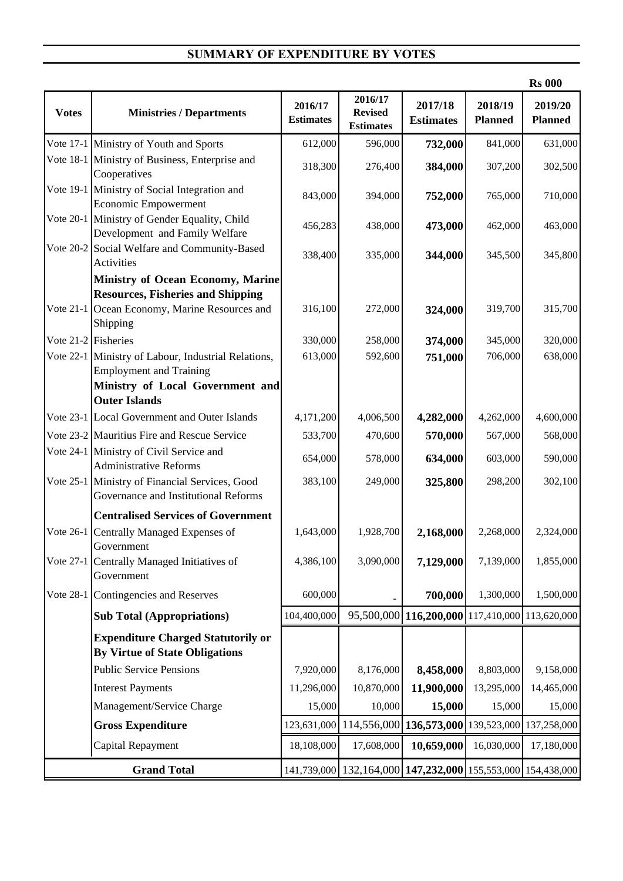## SUMMARY OF EXPENDITURE BY VOTES

**Rs 000**

| Votes | Ministries / Departments | 2016/17 Estimates | 2016/17 Revised Estimates | 2017/18 Estimates | 2018/19 Planned | 2019/20 Planned |
|---|---|---|---|---|---|---|
| Vote 17-1 | Ministry of Youth and Sports | 612,000 | 596,000 | **732,000** | 841,000 | 631,000 |
| Vote 18-1 | Ministry of Business, Enterprise and Cooperatives | 318,300 | 276,400 | **384,000** | 307,200 | 302,500 |
| Vote 19-1 | Ministry of Social Integration and Economic Empowerment | 843,000 | 394,000 | **752,000** | 765,000 | 710,000 |
| Vote 20-1 | Ministry of Gender Equality, Child Development and Family Welfare | 456,283 | 438,000 | **473,000** | 462,000 | 463,000 |
| Vote 20-2 | Social Welfare and Community-Based Activities | 338,400 | 335,000 | **344,000** | 345,500 | 345,800 |
| | **Ministry of Ocean Economy, Marine Resources, Fisheries and Shipping** | | | | | |
| Vote 21-1 | Ocean Economy, Marine Resources and Shipping | 316,100 | 272,000 | **324,000** | 319,700 | 315,700 |
| Vote 21-2 | Fisheries | 330,000 | 258,000 | **374,000** | 345,000 | 320,000 |
| Vote 22-1 | Ministry of Labour, Industrial Relations, Employment and Training | 613,000 | 592,600 | **751,000** | 706,000 | 638,000 |
| | **Ministry of Local Government and Outer Islands** | | | | | |
| Vote 23-1 | Local Government and Outer Islands | 4,171,200 | 4,006,500 | **4,282,000** | 4,262,000 | 4,600,000 |
| Vote 23-2 | Mauritius Fire and Rescue Service | 533,700 | 470,600 | **570,000** | 567,000 | 568,000 |
| Vote 24-1 | Ministry of Civil Service and Administrative Reforms | 654,000 | 578,000 | **634,000** | 603,000 | 590,000 |
| Vote 25-1 | Ministry of Financial Services, Good Governance and Institutional Reforms | 383,100 | 249,000 | **325,800** | 298,200 | 302,100 |
| | **Centralised Services of Government** | | | | | |
| Vote 26-1 | Centrally Managed Expenses of Government | 1,643,000 | 1,928,700 | **2,168,000** | 2,268,000 | 2,324,000 |
| Vote 27-1 | Centrally Managed Initiatives of Government | 4,386,100 | 3,090,000 | **7,129,000** | 7,139,000 | 1,855,000 |
| Vote 28-1 | Contingencies and Reserves | 600,000 | - | **700,000** | 1,300,000 | 1,500,000 |
| | **Sub Total (Appropriations)** | 104,400,000 | 95,500,000 | **116,200,000** | 117,410,000 | 113,620,000 |
| | **Expenditure Charged Statutorily or By Virtue of State Obligations** | | | | | |
| | Public Service Pensions | 7,920,000 | 8,176,000 | **8,458,000** | 8,803,000 | 9,158,000 |
| | Interest Payments | 11,296,000 | 10,870,000 | **11,900,000** | 13,295,000 | 14,465,000 |
| | Management/Service Charge | 15,000 | 10,000 | **15,000** | 15,000 | 15,000 |
| | **Gross Expenditure** | 123,631,000 | 114,556,000 | **136,573,000** | 139,523,000 | 137,258,000 |
| | Capital Repayment | 18,108,000 | 17,608,000 | **10,659,000** | 16,030,000 | 17,180,000 |
| | **Grand Total** | 141,739,000 | 132,164,000 | **147,232,000** | 155,553,000 | 154,438,000 |